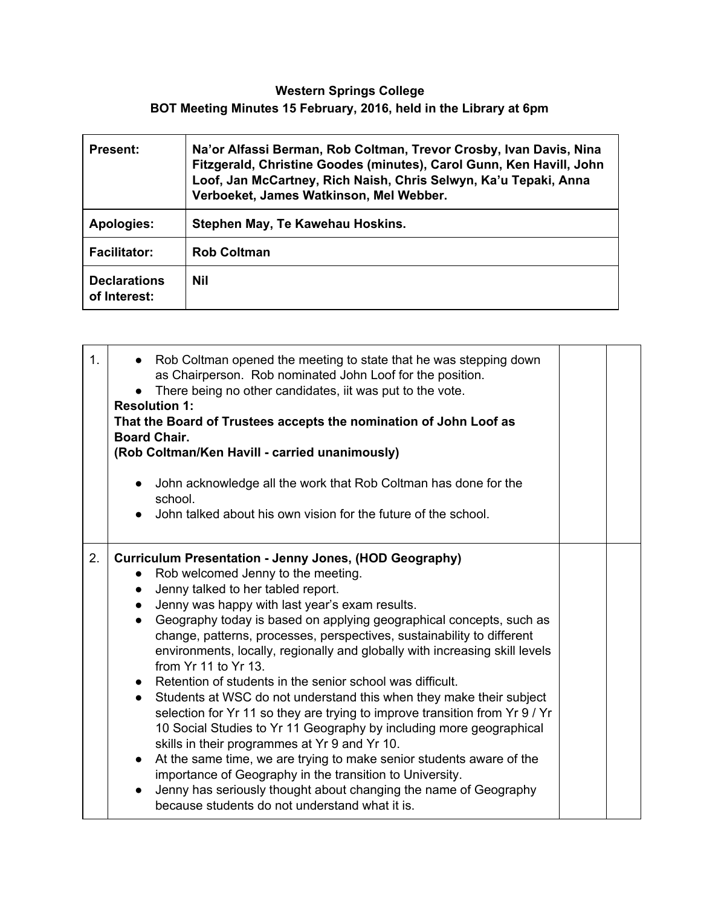**Western Springs College**
**BOT Meeting Minutes 15 February, 2016, held in the Library at 6pm**

| | |
|---|---|
| **Present:** | **Na'or Alfassi Berman, Rob Coltman, Trevor Crosby, Ivan Davis, Nina Fitzgerald, Christine Goodes (minutes), Carol Gunn, Ken Havill, John Loof, Jan McCartney, Rich Naish, Chris Selwyn, Ka'u Tepaki, Anna Verboeket, James Watkinson, Mel Webber.** |
| **Apologies:** | **Stephen May, Te Kawehau Hoskins.** |
| **Facilitator:** | **Rob Coltman** |
| **Declarations of Interest:** | **Nil** |

| | | | |
|---|---|---|---|
| 1. | <ul><li>Rob Coltman opened the meeting to state that he was stepping down as Chairperson. Rob nominated John Loof for the position.</li><li>There being no other candidates, iit was put to the vote.</li></ul>**Resolution 1:**<br>**That the Board of Trustees accepts the nomination of John Loof as Board Chair.**<br>**(Rob Coltman/Ken Havill - carried unanimously)**<ul><li>John acknowledge all the work that Rob Coltman has done for the school.</li><li>John talked about his own vision for the future of the school.</li></ul> | | |
| 2. | **Curriculum Presentation - Jenny Jones, (HOD Geography)**<ul><li>Rob welcomed Jenny to the meeting.</li><li>Jenny talked to her tabled report.</li><li>Jenny was happy with last year's exam results.</li><li>Geography today is based on applying geographical concepts, such as change, patterns, processes, perspectives, sustainability to different environments, locally, regionally and globally with increasing skill levels from Yr 11 to Yr 13.</li><li>Retention of students in the senior school was difficult.</li><li>Students at WSC do not understand this when they make their subject selection for Yr 11 so they are trying to improve transition from Yr 9 / Yr 10 Social Studies to Yr 11 Geography by including more geographical skills in their programmes at Yr 9 and Yr 10.</li><li>At the same time, we are trying to make senior students aware of the importance of Geography in the transition to University.</li><li>Jenny has seriously thought about changing the name of Geography because students do not understand what it is.</li></ul> | | |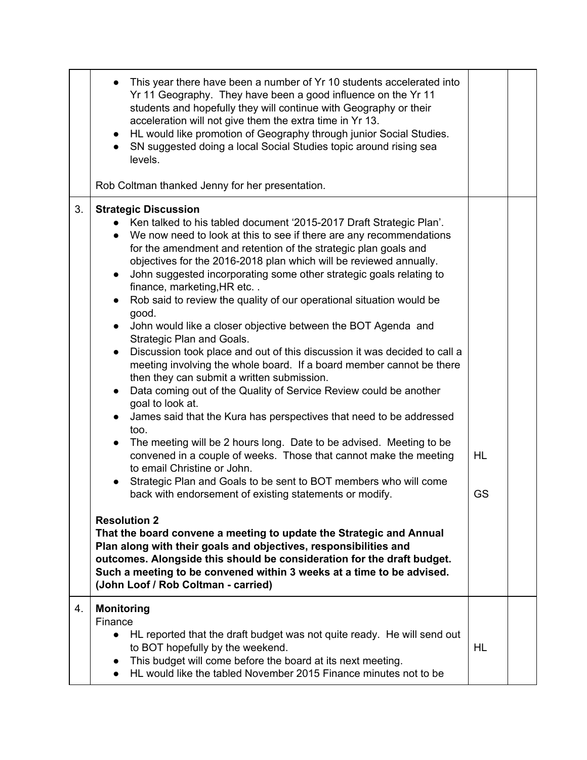| | | | |
|---|---|---|---|
| | • This year there have been a number of Yr 10 students accelerated into Yr 11 Geography. They have been a good influence on the Yr 11 students and hopefully they will continue with Geography or their acceleration will not give them the extra time in Yr 13.<br>• HL would like promotion of Geography through junior Social Studies.<br>• SN suggested doing a local Social Studies topic around rising sea levels.<br><br>Rob Coltman thanked Jenny for her presentation. | | |
| 3. | **Strategic Discussion**<br>• Ken talked to his tabled document '2015-2017 Draft Strategic Plan'.<br>• We now need to look at this to see if there are any recommendations for the amendment and retention of the strategic plan goals and objectives for the 2016-2018 plan which will be reviewed annually.<br>• John suggested incorporating some other strategic goals relating to finance, marketing,HR etc. .<br>• Rob said to review the quality of our operational situation would be good.<br>• John would like a closer objective between the BOT Agenda and Strategic Plan and Goals.<br>• Discussion took place and out of this discussion it was decided to call a meeting involving the whole board. If a board member cannot be there then they can submit a written submission.<br>• Data coming out of the Quality of Service Review could be another goal to look at.<br>• James said that the Kura has perspectives that need to be addressed too.<br>• The meeting will be 2 hours long. Date to be advised. Meeting to be convened in a couple of weeks. Those that cannot make the meeting to email Christine or John.<br>• Strategic Plan and Goals to be sent to BOT members who will come back with endorsement of existing statements or modify.<br><br>**Resolution 2**<br>**That the board convene a meeting to update the Strategic and Annual Plan along with their goals and objectives, responsibilities and outcomes. Alongside this should be consideration for the draft budget. Such a meeting to be convened within 3 weeks at a time to be advised. (John Loof / Rob Coltman - carried)** | HL<br><br>GS | |
| 4. | **Monitoring**<br>Finance<br>• HL reported that the draft budget was not quite ready. He will send out to BOT hopefully by the weekend.<br>• This budget will come before the board at its next meeting.<br>• HL would like the tabled November 2015 Finance minutes not to be | HL | |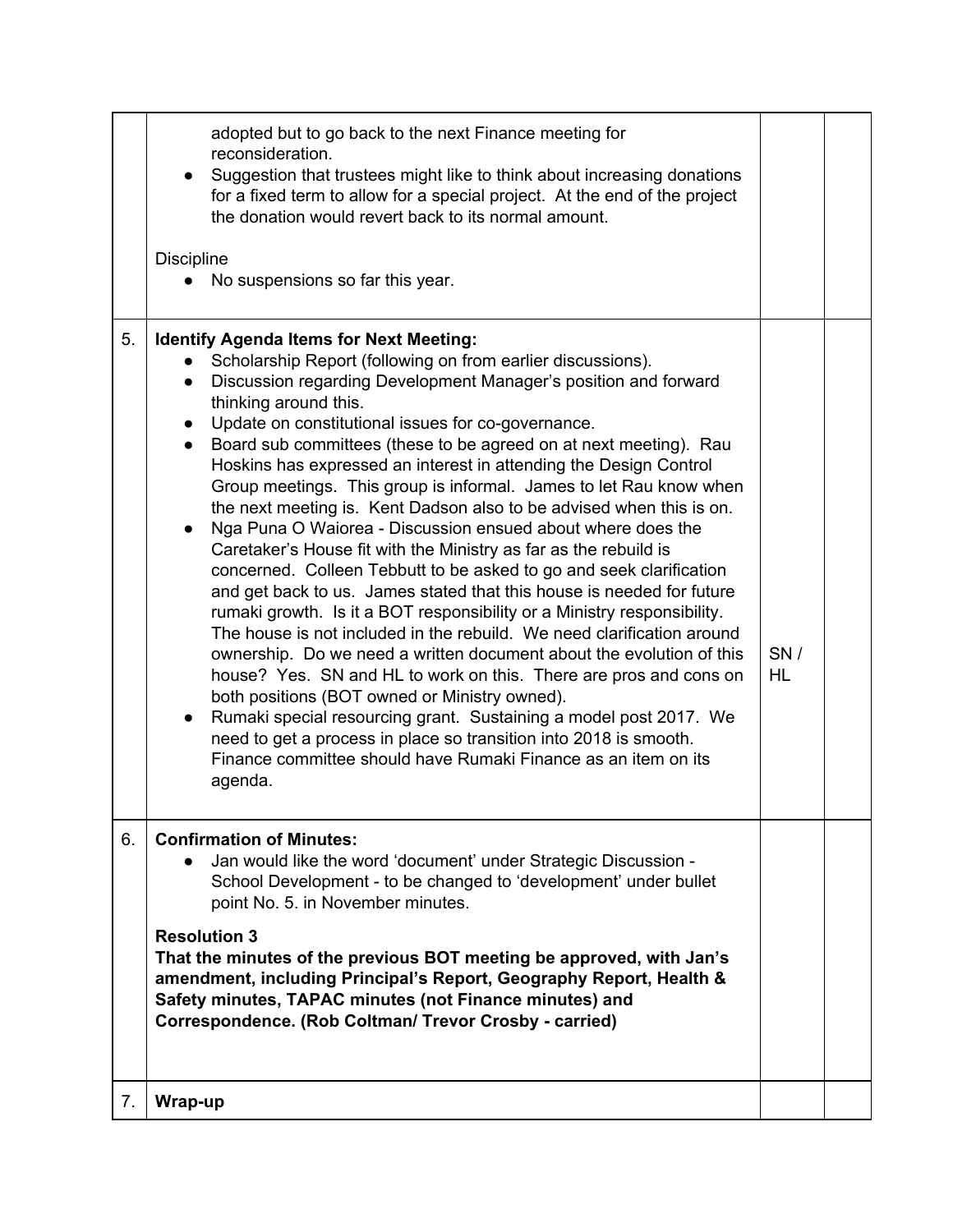| | | | |
|---|---|---|---|
| | adopted but to go back to the next Finance meeting for reconsideration.<br>● Suggestion that trustees might like to think about increasing donations for a fixed term to allow for a special project. At the end of the project the donation would revert back to its normal amount.<br><br>Discipline<br>● No suspensions so far this year. | | |
| 5. | **Identify Agenda Items for Next Meeting:**<br>● Scholarship Report (following on from earlier discussions).<br>● Discussion regarding Development Manager's position and forward thinking around this.<br>● Update on constitutional issues for co-governance.<br>● Board sub committees (these to be agreed on at next meeting). Rau Hoskins has expressed an interest in attending the Design Control Group meetings. This group is informal. James to let Rau know when the next meeting is. Kent Dadson also to be advised when this is on.<br>● Nga Puna O Waiorea - Discussion ensued about where does the Caretaker's House fit with the Ministry as far as the rebuild is concerned. Colleen Tebbutt to be asked to go and seek clarification and get back to us. James stated that this house is needed for future rumaki growth. Is it a BOT responsibility or a Ministry responsibility. The house is not included in the rebuild. We need clarification around ownership. Do we need a written document about the evolution of this house? Yes. SN and HL to work on this. There are pros and cons on both positions (BOT owned or Ministry owned).<br>● Rumaki special resourcing grant. Sustaining a model post 2017. We need to get a process in place so transition into 2018 is smooth. Finance committee should have Rumaki Finance as an item on its agenda. | SN / HL | |
| 6. | **Confirmation of Minutes:**<br>● Jan would like the word 'document' under Strategic Discussion - School Development - to be changed to 'development' under bullet point No. 5. in November minutes.<br><br>**Resolution 3**<br>**That the minutes of the previous BOT meeting be approved, with Jan's amendment, including Principal's Report, Geography Report, Health & Safety minutes, TAPAC minutes (not Finance minutes) and Correspondence. (Rob Coltman/ Trevor Crosby - carried)** | | |
| 7. | **Wrap-up** | | |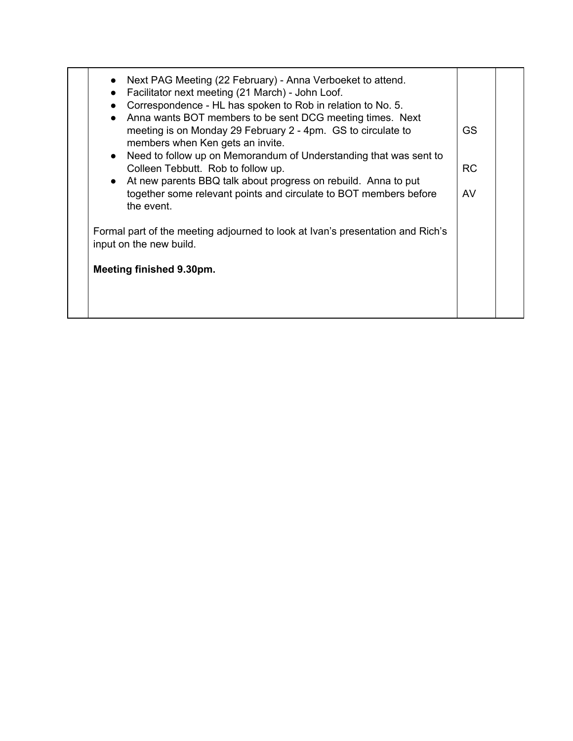| | | | |
|---|---|---|---|
| | • Next PAG Meeting (22 February) - Anna Verboeket to attend.<br>• Facilitator next meeting (21 March) - John Loof.<br>• Correspondence - HL has spoken to Rob in relation to No. 5.<br>• Anna wants BOT members to be sent DCG meeting times. Next meeting is on Monday 29 February 2 - 4pm. GS to circulate to members when Ken gets an invite.<br>• Need to follow up on Memorandum of Understanding that was sent to Colleen Tebbutt. Rob to follow up.<br>• At new parents BBQ talk about progress on rebuild. Anna to put together some relevant points and circulate to BOT members before the event.<br><br>Formal part of the meeting adjourned to look at Ivan's presentation and Rich's input on the new build.<br><br>**Meeting finished 9.30pm.** | GS<br><br>RC<br><br>AV | |